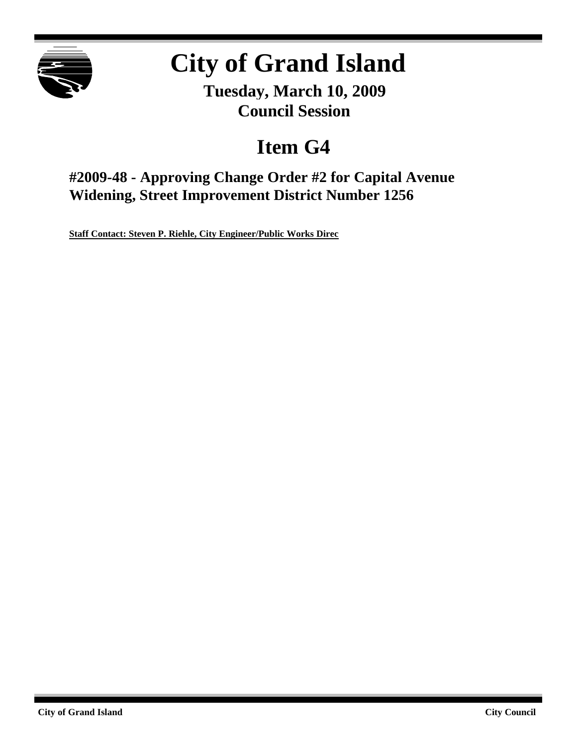# City of Grand Island

**Tuesday, March 10, 2009**
**Council Session**

## Item G4

### #2009-48 - Approving Change Order #2 for Capital Avenue Widening, Street Improvement District Number 1256

**Staff Contact: Steven P. Riehle, City Engineer/Public Works Direc**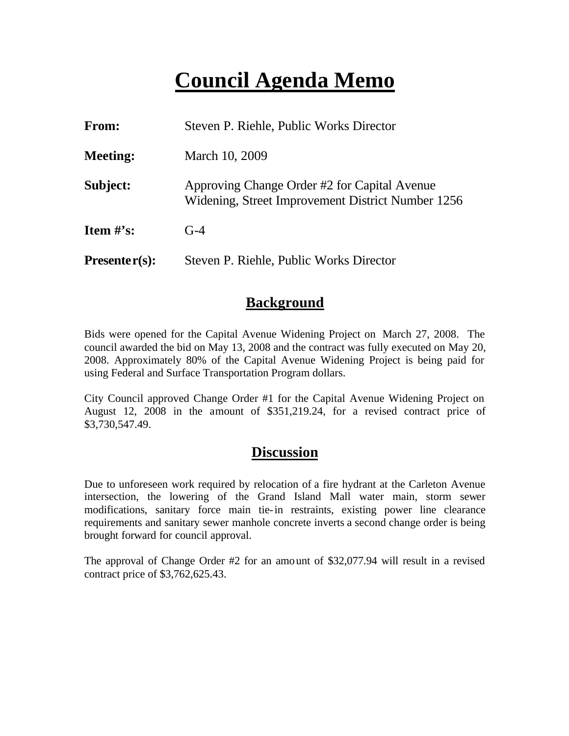# Council Agenda Memo

| | |
|---|---|
| **From:** | Steven P. Riehle, Public Works Director |
| **Meeting:** | March 10, 2009 |
| **Subject:** | Approving Change Order #2 for Capital Avenue Widening, Street Improvement District Number 1256 |
| **Item #'s:** | G-4 |
| **Presenter(s):** | Steven P. Riehle, Public Works Director |

## Background

Bids were opened for the Capital Avenue Widening Project on March 27, 2008. The council awarded the bid on May 13, 2008 and the contract was fully executed on May 20, 2008. Approximately 80% of the Capital Avenue Widening Project is being paid for using Federal and Surface Transportation Program dollars.

City Council approved Change Order #1 for the Capital Avenue Widening Project on August 12, 2008 in the amount of $351,219.24, for a revised contract price of $3,730,547.49.

## Discussion

Due to unforeseen work required by relocation of a fire hydrant at the Carleton Avenue intersection, the lowering of the Grand Island Mall water main, storm sewer modifications, sanitary force main tie-in restraints, existing power line clearance requirements and sanitary sewer manhole concrete inverts a second change order is being brought forward for council approval.

The approval of Change Order #2 for an amount of $32,077.94 will result in a revised contract price of $3,762,625.43.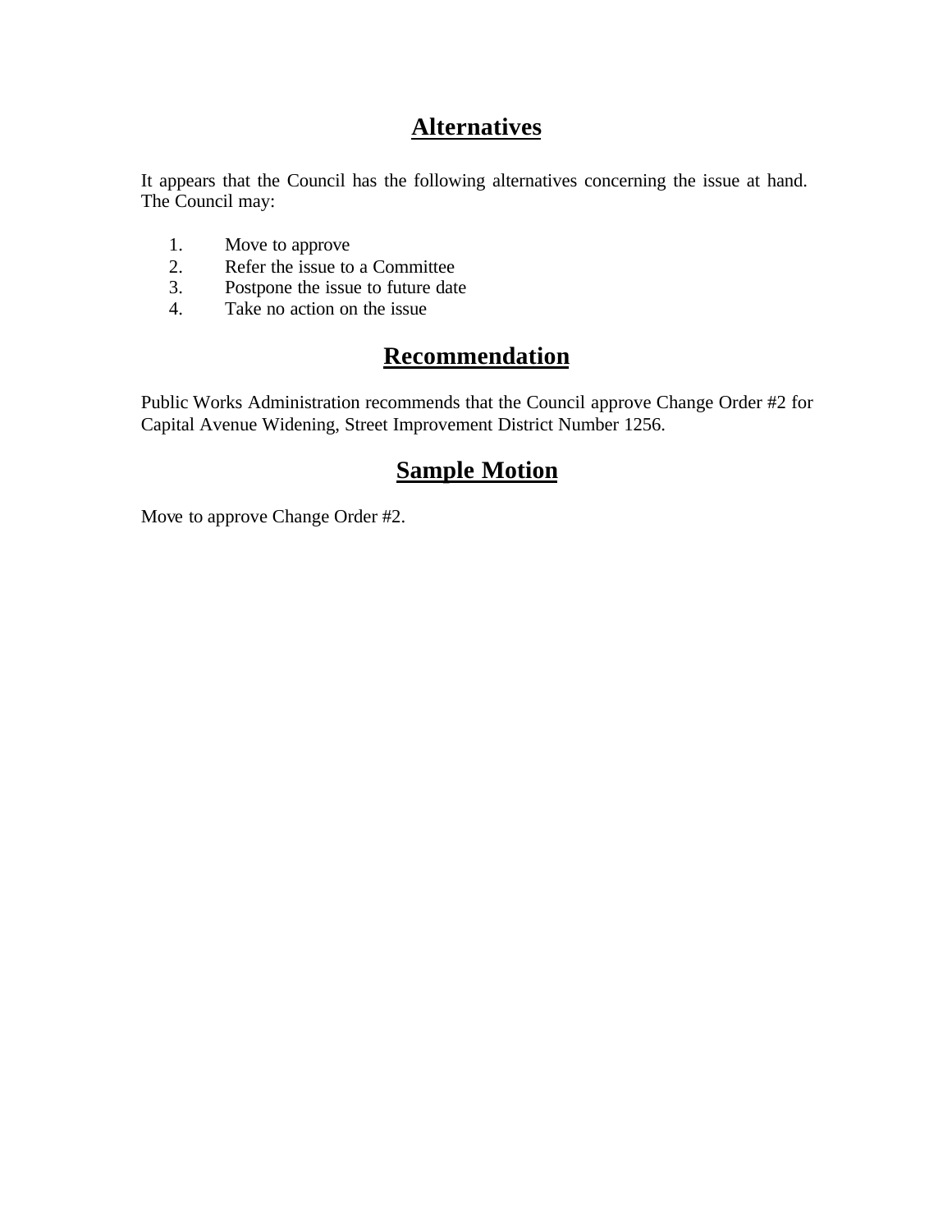## Alternatives

It appears that the Council has the following alternatives concerning the issue at hand. The Council may:

1. Move to approve
2. Refer the issue to a Committee
3. Postpone the issue to future date
4. Take no action on the issue

## Recommendation

Public Works Administration recommends that the Council approve Change Order #2 for Capital Avenue Widening, Street Improvement District Number 1256.

## Sample Motion

Move to approve Change Order #2.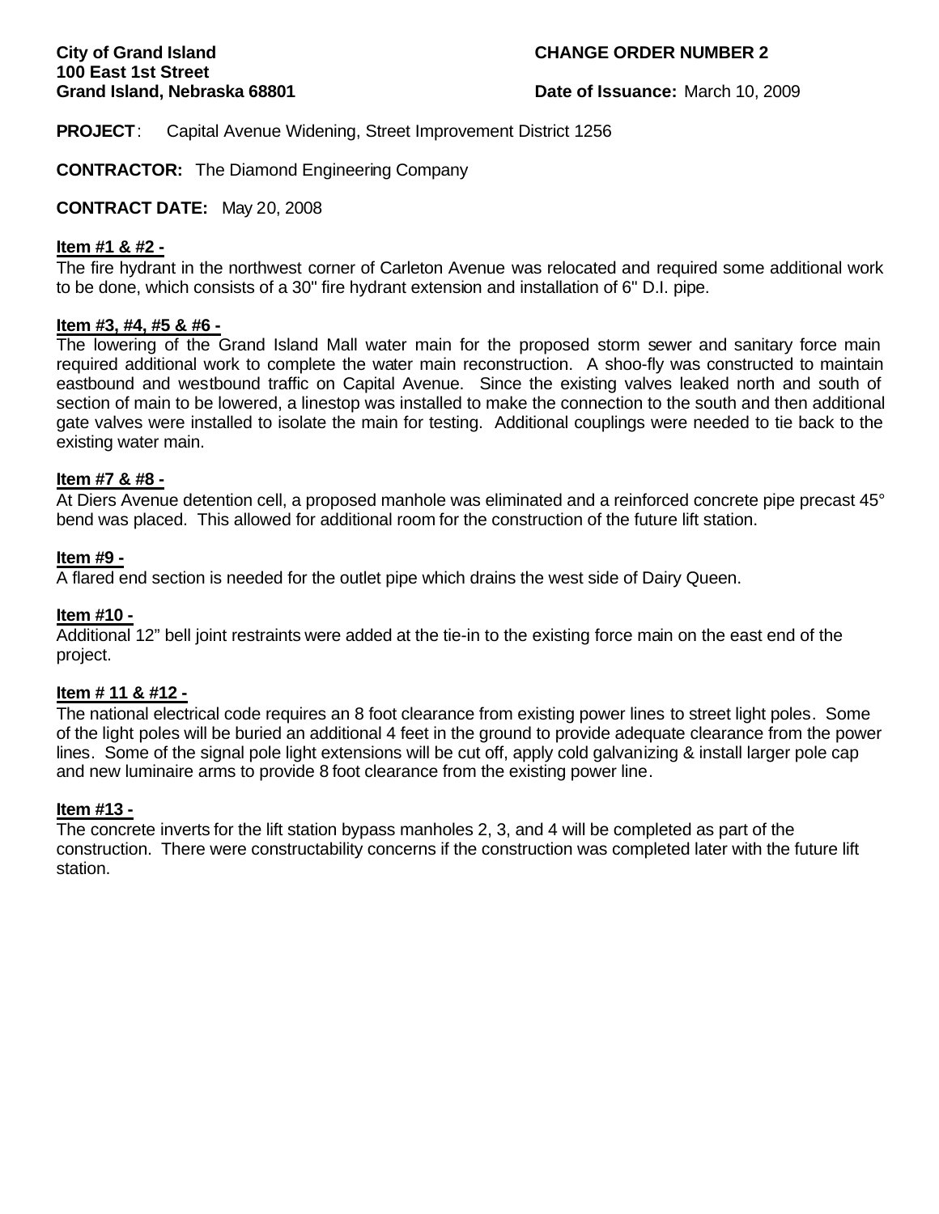**City of Grand Island**
**100 East 1st Street**
**Grand Island, Nebraska 68801**

**CHANGE ORDER NUMBER 2**

**Date of Issuance:** March 10, 2009

**PROJECT**: Capital Avenue Widening, Street Improvement District 1256

**CONTRACTOR:** The Diamond Engineering Company

**CONTRACT DATE:** May 20, 2008

**Item #1 & #2 -**

The fire hydrant in the northwest corner of Carleton Avenue was relocated and required some additional work to be done, which consists of a 30" fire hydrant extension and installation of 6" D.I. pipe.

**Item #3, #4, #5 & #6 -**

The lowering of the Grand Island Mall water main for the proposed storm sewer and sanitary force main required additional work to complete the water main reconstruction. A shoo-fly was constructed to maintain eastbound and westbound traffic on Capital Avenue. Since the existing valves leaked north and south of section of main to be lowered, a linestop was installed to make the connection to the south and then additional gate valves were installed to isolate the main for testing. Additional couplings were needed to tie back to the existing water main.

**Item #7 & #8 -**

At Diers Avenue detention cell, a proposed manhole was eliminated and a reinforced concrete pipe precast 45° bend was placed. This allowed for additional room for the construction of the future lift station.

**Item #9 -**

A flared end section is needed for the outlet pipe which drains the west side of Dairy Queen.

**Item #10 -**

Additional 12" bell joint restraints were added at the tie-in to the existing force main on the east end of the project.

**Item # 11 & #12 -**

The national electrical code requires an 8 foot clearance from existing power lines to street light poles. Some of the light poles will be buried an additional 4 feet in the ground to provide adequate clearance from the power lines. Some of the signal pole light extensions will be cut off, apply cold galvanizing & install larger pole cap and new luminaire arms to provide 8 foot clearance from the existing power line.

**Item #13 -**

The concrete inverts for the lift station bypass manholes 2, 3, and 4 will be completed as part of the construction. There were constructability concerns if the construction was completed later with the future lift station.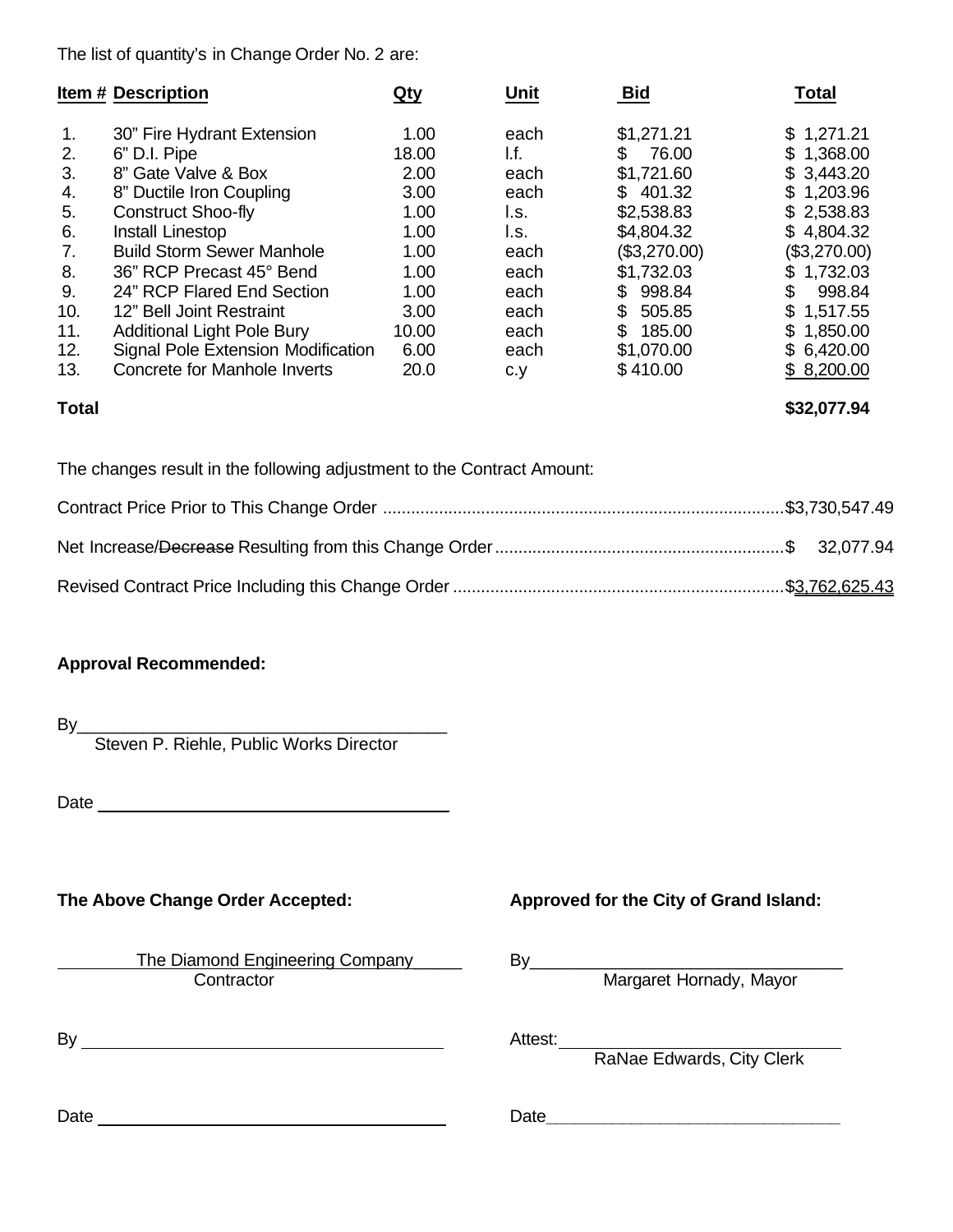The list of quantity's in Change Order No. 2 are:

| Item # | Description | Qty | Unit | Bid | Total |
|---|---|---|---|---|---|
| 1. | 30" Fire Hydrant Extension | 1.00 | each | $1,271.21 | $ 1,271.21 |
| 2. | 6" D.I. Pipe | 18.00 | l.f. | $ 76.00 | $ 1,368.00 |
| 3. | 8" Gate Valve & Box | 2.00 | each | $1,721.60 | $ 3,443.20 |
| 4. | 8" Ductile Iron Coupling | 3.00 | each | $ 401.32 | $ 1,203.96 |
| 5. | Construct Shoo-fly | 1.00 | l.s. | $2,538.83 | $ 2,538.83 |
| 6. | Install Linestop | 1.00 | l.s. | $4,804.32 | $ 4,804.32 |
| 7. | Build Storm Sewer Manhole | 1.00 | each | ($3,270.00) | ($3,270.00) |
| 8. | 36" RCP Precast 45° Bend | 1.00 | each | $1,732.03 | $ 1,732.03 |
| 9. | 24" RCP Flared End Section | 1.00 | each | $ 998.84 | $ 998.84 |
| 10. | 12" Bell Joint Restraint | 3.00 | each | $ 505.85 | $ 1,517.55 |
| 11. | Additional Light Pole Bury | 10.00 | each | $ 185.00 | $ 1,850.00 |
| 12. | Signal Pole Extension Modification | 6.00 | each | $1,070.00 | $ 6,420.00 |
| 13. | Concrete for Manhole Inverts | 20.0 | c.y | $ 410.00 | $ 8,200.00 |
| **Total** | | | | | **$32,077.94** |

The changes result in the following adjustment to the Contract Amount:

Contract Price Prior to This Change Order ....................................................................................$3,730,547.49

Net Increase/~~Decrease~~ Resulting from this Change Order ..............................................................$ 32,077.94

Revised Contract Price Including this Change Order .......................................................................$3,762,625.43

**Approval Recommended:**

By\_\_\_\_\_\_\_\_\_\_\_\_\_\_\_\_\_\_\_\_\_\_\_\_\_\_\_\_\_\_\_\_\_\_\_\_\_\_
Steven P. Riehle, Public Works Director

Date \_\_\_\_\_\_\_\_\_\_\_\_\_\_\_\_\_\_\_\_\_\_\_\_\_\_\_\_\_\_\_\_\_\_\_\_

**The Above Change Order Accepted:**

The Diamond Engineering Company
Contractor

By \_\_\_\_\_\_\_\_\_\_\_\_\_\_\_\_\_\_\_\_\_\_\_\_\_\_\_\_\_\_\_\_\_\_\_\_

Date \_\_\_\_\_\_\_\_\_\_\_\_\_\_\_\_\_\_\_\_\_\_\_\_\_\_\_\_\_\_\_\_\_\_\_\_

**Approved for the City of Grand Island:**

By\_\_\_\_\_\_\_\_\_\_\_\_\_\_\_\_\_\_\_\_\_\_\_\_\_\_\_\_\_\_\_\_
Margaret Hornady, Mayor

Attest:\_\_\_\_\_\_\_\_\_\_\_\_\_\_\_\_\_\_\_\_\_\_\_\_\_\_\_\_\_\_
RaNae Edwards, City Clerk

Date\_\_\_\_\_\_\_\_\_\_\_\_\_\_\_\_\_\_\_\_\_\_\_\_\_\_\_\_\_\_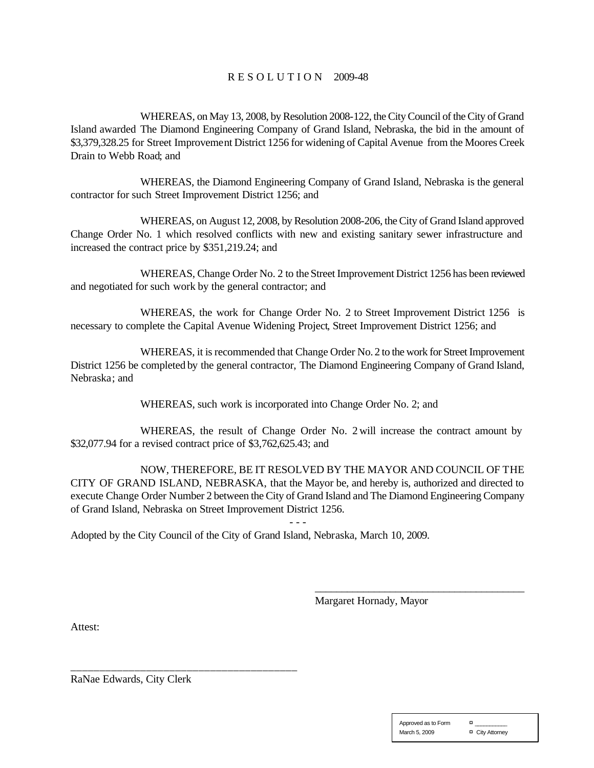# R E S O L U T I O N 2009-48

WHEREAS, on May 13, 2008, by Resolution 2008-122, the City Council of the City of Grand Island awarded The Diamond Engineering Company of Grand Island, Nebraska, the bid in the amount of $3,379,328.25 for Street Improvement District 1256 for widening of Capital Avenue from the Moores Creek Drain to Webb Road; and

WHEREAS, the Diamond Engineering Company of Grand Island, Nebraska is the general contractor for such Street Improvement District 1256; and

WHEREAS, on August 12, 2008, by Resolution 2008-206, the City of Grand Island approved Change Order No. 1 which resolved conflicts with new and existing sanitary sewer infrastructure and increased the contract price by $351,219.24; and

WHEREAS, Change Order No. 2 to the Street Improvement District 1256 has been reviewed and negotiated for such work by the general contractor; and

WHEREAS, the work for Change Order No. 2 to Street Improvement District 1256 is necessary to complete the Capital Avenue Widening Project, Street Improvement District 1256; and

WHEREAS, it is recommended that Change Order No. 2 to the work for Street Improvement District 1256 be completed by the general contractor, The Diamond Engineering Company of Grand Island, Nebraska; and

WHEREAS, such work is incorporated into Change Order No. 2; and

WHEREAS, the result of Change Order No. 2 will increase the contract amount by $32,077.94 for a revised contract price of $3,762,625.43; and

NOW, THEREFORE, BE IT RESOLVED BY THE MAYOR AND COUNCIL OF THE CITY OF GRAND ISLAND, NEBRASKA, that the Mayor be, and hereby is, authorized and directed to execute Change Order Number 2 between the City of Grand Island and The Diamond Engineering Company of Grand Island, Nebraska on Street Improvement District 1256.

\- - -

Adopted by the City Council of the City of Grand Island, Nebraska, March 10, 2009.

\_\_\_\_\_\_\_\_\_\_\_\_\_\_\_\_\_\_\_\_\_\_\_\_\_\_\_\_\_\_\_\_\_\_\_\_\_\_\_\_

Margaret Hornady, Mayor

Attest:

\_\_\_\_\_\_\_\_\_\_\_\_\_\_\_\_\_\_\_\_\_\_\_\_\_\_\_\_\_\_\_\_\_\_\_\_\_\_\_\_\_\_

RaNae Edwards, City Clerk

| | |
|---|---|
| Approved as to Form | ¤ \_\_\_\_\_\_\_\_\_\_ |
| March 5, 2009 | ¤ City Attorney |